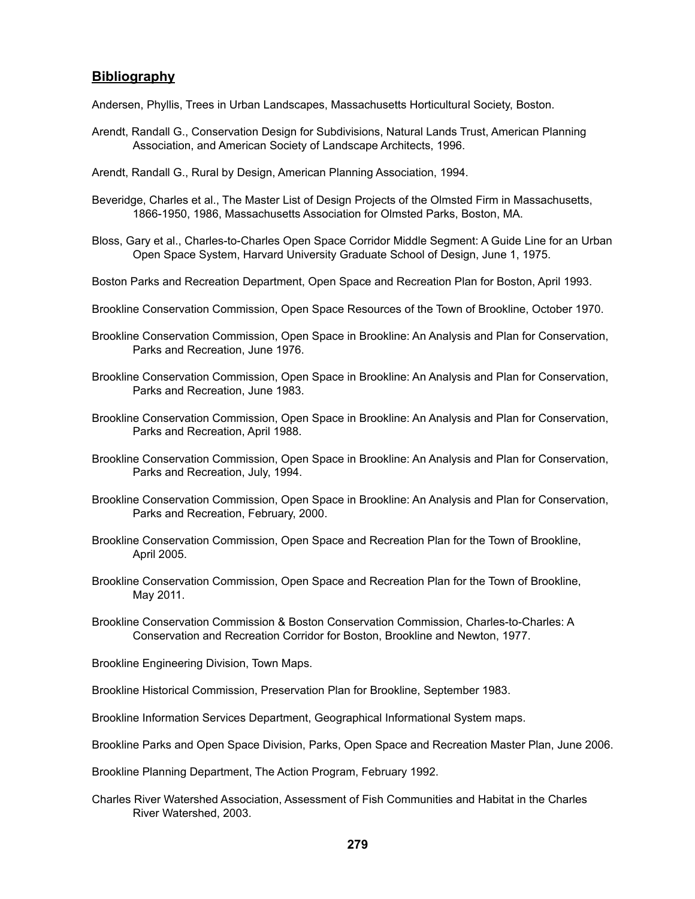## **Bibliography**

Andersen, Phyllis, Trees in Urban Landscapes, Massachusetts Horticultural Society, Boston.

Arendt, Randall G., Conservation Design for Subdivisions, Natural Lands Trust, American Planning Association, and American Society of Landscape Architects, 1996.

Arendt, Randall G., Rural by Design, American Planning Association, 1994.

Beveridge, Charles et al., The Master List of Design Projects of the Olmsted Firm in Massachusetts, 1866-1950, 1986, Massachusetts Association for Olmsted Parks, Boston, MA.

Bloss, Gary et al., Charles-to-Charles Open Space Corridor Middle Segment: A Guide Line for an Urban Open Space System, Harvard University Graduate School of Design, June 1, 1975.

Boston Parks and Recreation Department, Open Space and Recreation Plan for Boston, April 1993.

Brookline Conservation Commission, Open Space Resources of the Town of Brookline, October 1970.

Brookline Conservation Commission, Open Space in Brookline: An Analysis and Plan for Conservation, Parks and Recreation, June 1976.

Brookline Conservation Commission, Open Space in Brookline: An Analysis and Plan for Conservation, Parks and Recreation, June 1983.

Brookline Conservation Commission, Open Space in Brookline: An Analysis and Plan for Conservation, Parks and Recreation, April 1988.

Brookline Conservation Commission, Open Space in Brookline: An Analysis and Plan for Conservation, Parks and Recreation, July, 1994.

Brookline Conservation Commission, Open Space in Brookline: An Analysis and Plan for Conservation, Parks and Recreation, February, 2000.

Brookline Conservation Commission, Open Space and Recreation Plan for the Town of Brookline, April 2005.

Brookline Conservation Commission, Open Space and Recreation Plan for the Town of Brookline, May 2011.

Brookline Conservation Commission & Boston Conservation Commission, Charles-to-Charles: A Conservation and Recreation Corridor for Boston, Brookline and Newton, 1977.

Brookline Engineering Division, Town Maps.

Brookline Historical Commission, Preservation Plan for Brookline, September 1983.

Brookline Information Services Department, Geographical Informational System maps.

Brookline Parks and Open Space Division, Parks, Open Space and Recreation Master Plan, June 2006.

Brookline Planning Department, The Action Program, February 1992.

Charles River Watershed Association, Assessment of Fish Communities and Habitat in the Charles River Watershed, 2003.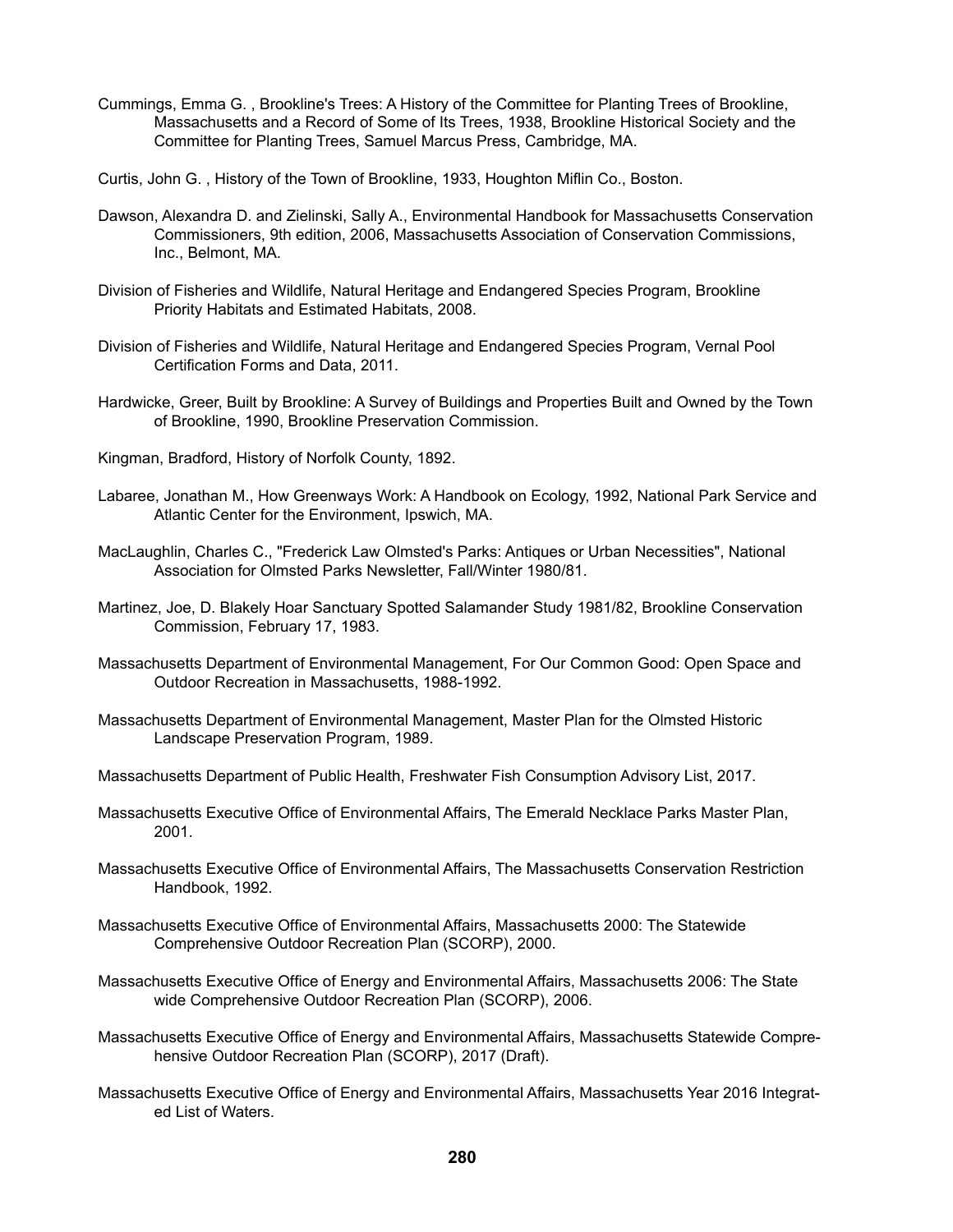Cummings, Emma G. , Brookline's Trees: A History of the Committee for Planting Trees of Brookline, Massachusetts and a Record of Some of Its Trees, 1938, Brookline Historical Society and the Committee for Planting Trees, Samuel Marcus Press, Cambridge, MA.

Curtis, John G. , History of the Town of Brookline, 1933, Houghton Miflin Co., Boston.

Dawson, Alexandra D. and Zielinski, Sally A., Environmental Handbook for Massachusetts Conservation Commissioners, 9th edition, 2006, Massachusetts Association of Conservation Commissions, Inc., Belmont, MA.

Division of Fisheries and Wildlife, Natural Heritage and Endangered Species Program, Brookline Priority Habitats and Estimated Habitats, 2008.

Division of Fisheries and Wildlife, Natural Heritage and Endangered Species Program, Vernal Pool Certification Forms and Data, 2011.

Hardwicke, Greer, Built by Brookline: A Survey of Buildings and Properties Built and Owned by the Town of Brookline, 1990, Brookline Preservation Commission.

Kingman, Bradford, History of Norfolk County, 1892.

Labaree, Jonathan M., How Greenways Work: A Handbook on Ecology, 1992, National Park Service and Atlantic Center for the Environment, Ipswich, MA.

MacLaughlin, Charles C., "Frederick Law Olmsted's Parks: Antiques or Urban Necessities", National Association for Olmsted Parks Newsletter, Fall/Winter 1980/81.

Martinez, Joe, D. Blakely Hoar Sanctuary Spotted Salamander Study 1981/82, Brookline Conservation Commission, February 17, 1983.

Massachusetts Department of Environmental Management, For Our Common Good: Open Space and Outdoor Recreation in Massachusetts, 1988-1992.

Massachusetts Department of Environmental Management, Master Plan for the Olmsted Historic Landscape Preservation Program, 1989.

Massachusetts Department of Public Health, Freshwater Fish Consumption Advisory List, 2017.

Massachusetts Executive Office of Environmental Affairs, The Emerald Necklace Parks Master Plan, 2001.

Massachusetts Executive Office of Environmental Affairs, The Massachusetts Conservation Restriction Handbook, 1992.

Massachusetts Executive Office of Environmental Affairs, Massachusetts 2000: The Statewide Comprehensive Outdoor Recreation Plan (SCORP), 2000.

Massachusetts Executive Office of Energy and Environmental Affairs, Massachusetts 2006: The State wide Comprehensive Outdoor Recreation Plan (SCORP), 2006.

Massachusetts Executive Office of Energy and Environmental Affairs, Massachusetts Statewide Comprehensive Outdoor Recreation Plan (SCORP), 2017 (Draft).

Massachusetts Executive Office of Energy and Environmental Affairs, Massachusetts Year 2016 Integrated List of Waters.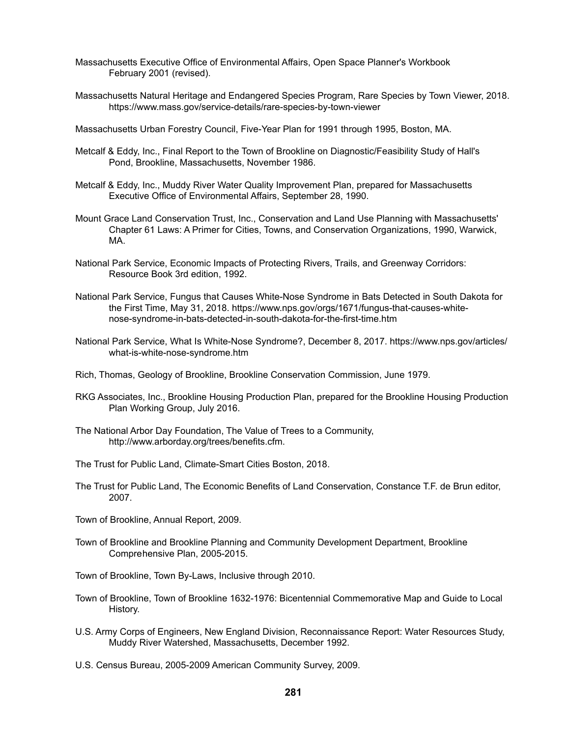Massachusetts Executive Office of Environmental Affairs, Open Space Planner's Workbook February 2001 (revised).

Massachusetts Natural Heritage and Endangered Species Program, Rare Species by Town Viewer, 2018. https://www.mass.gov/service-details/rare-species-by-town-viewer

Massachusetts Urban Forestry Council, Five-Year Plan for 1991 through 1995, Boston, MA.

Metcalf & Eddy, Inc., Final Report to the Town of Brookline on Diagnostic/Feasibility Study of Hall's Pond, Brookline, Massachusetts, November 1986.

Metcalf & Eddy, Inc., Muddy River Water Quality Improvement Plan, prepared for Massachusetts Executive Office of Environmental Affairs, September 28, 1990.

Mount Grace Land Conservation Trust, Inc., Conservation and Land Use Planning with Massachusetts' Chapter 61 Laws: A Primer for Cities, Towns, and Conservation Organizations, 1990, Warwick, MA.

National Park Service, Economic Impacts of Protecting Rivers, Trails, and Greenway Corridors: Resource Book 3rd edition, 1992.

National Park Service, Fungus that Causes White-Nose Syndrome in Bats Detected in South Dakota for the First Time, May 31, 2018. https://www.nps.gov/orgs/1671/fungus-that-causes-white-nose-syndrome-in-bats-detected-in-south-dakota-for-the-first-time.htm

National Park Service, What Is White-Nose Syndrome?, December 8, 2017. https://www.nps.gov/articles/what-is-white-nose-syndrome.htm

Rich, Thomas, Geology of Brookline, Brookline Conservation Commission, June 1979.

RKG Associates, Inc., Brookline Housing Production Plan, prepared for the Brookline Housing Production Plan Working Group, July 2016.

The National Arbor Day Foundation, The Value of Trees to a Community, http://www.arborday.org/trees/benefits.cfm.

The Trust for Public Land, Climate-Smart Cities Boston, 2018.

The Trust for Public Land, The Economic Benefits of Land Conservation, Constance T.F. de Brun editor, 2007.

Town of Brookline, Annual Report, 2009.

Town of Brookline and Brookline Planning and Community Development Department, Brookline Comprehensive Plan, 2005-2015.

Town of Brookline, Town By-Laws, Inclusive through 2010.

Town of Brookline, Town of Brookline 1632-1976: Bicentennial Commemorative Map and Guide to Local History.

U.S. Army Corps of Engineers, New England Division, Reconnaissance Report: Water Resources Study, Muddy River Watershed, Massachusetts, December 1992.

U.S. Census Bureau, 2005-2009 American Community Survey, 2009.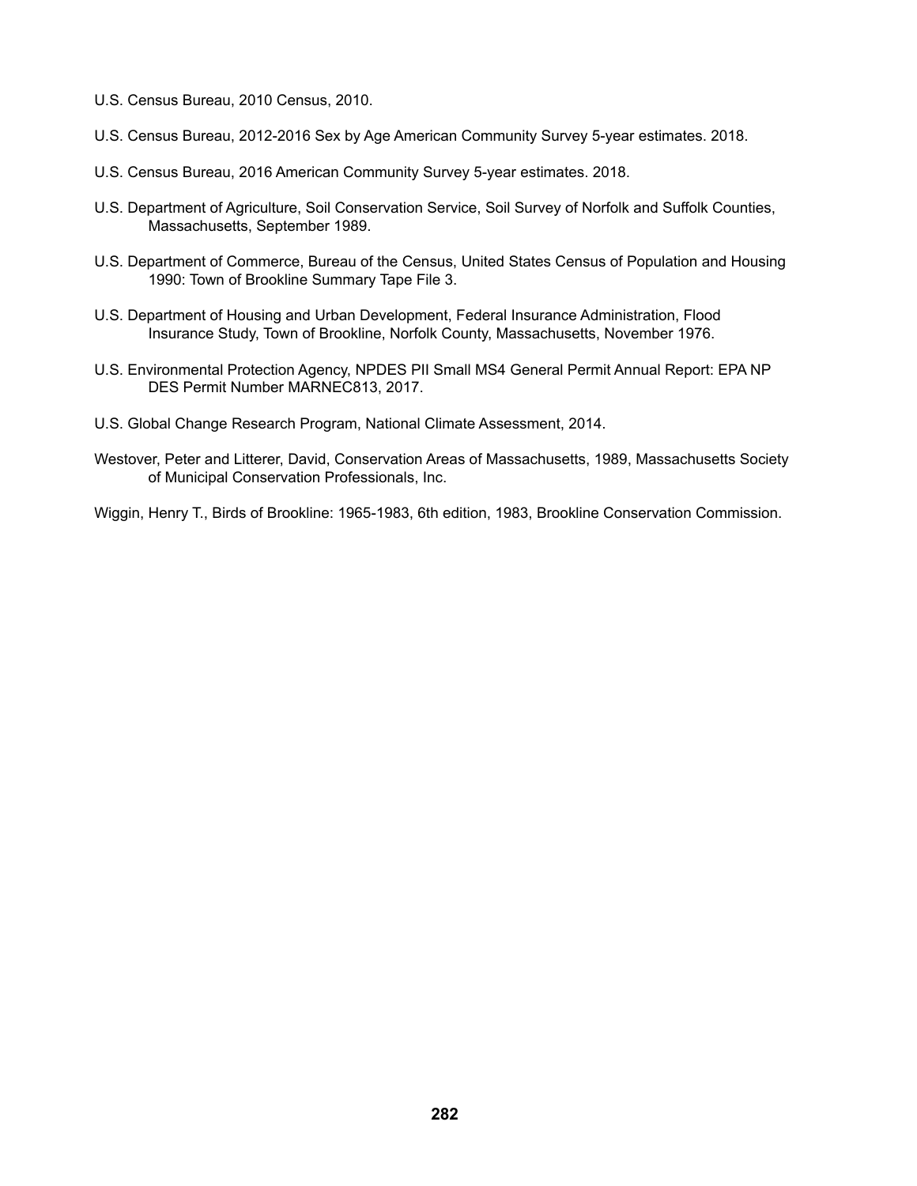U.S. Census Bureau, 2010 Census, 2010.

U.S. Census Bureau, 2012-2016 Sex by Age American Community Survey 5-year estimates. 2018.

U.S. Census Bureau, 2016 American Community Survey 5-year estimates. 2018.

U.S. Department of Agriculture, Soil Conservation Service, Soil Survey of Norfolk and Suffolk Counties, Massachusetts, September 1989.

U.S. Department of Commerce, Bureau of the Census, United States Census of Population and Housing 1990: Town of Brookline Summary Tape File 3.

U.S. Department of Housing and Urban Development, Federal Insurance Administration, Flood Insurance Study, Town of Brookline, Norfolk County, Massachusetts, November 1976.

U.S. Environmental Protection Agency, NPDES PII Small MS4 General Permit Annual Report: EPA NP DES Permit Number MARNEC813, 2017.

U.S. Global Change Research Program, National Climate Assessment, 2014.

Westover, Peter and Litterer, David, Conservation Areas of Massachusetts, 1989, Massachusetts Society of Municipal Conservation Professionals, Inc.

Wiggin, Henry T., Birds of Brookline: 1965-1983, 6th edition, 1983, Brookline Conservation Commission.